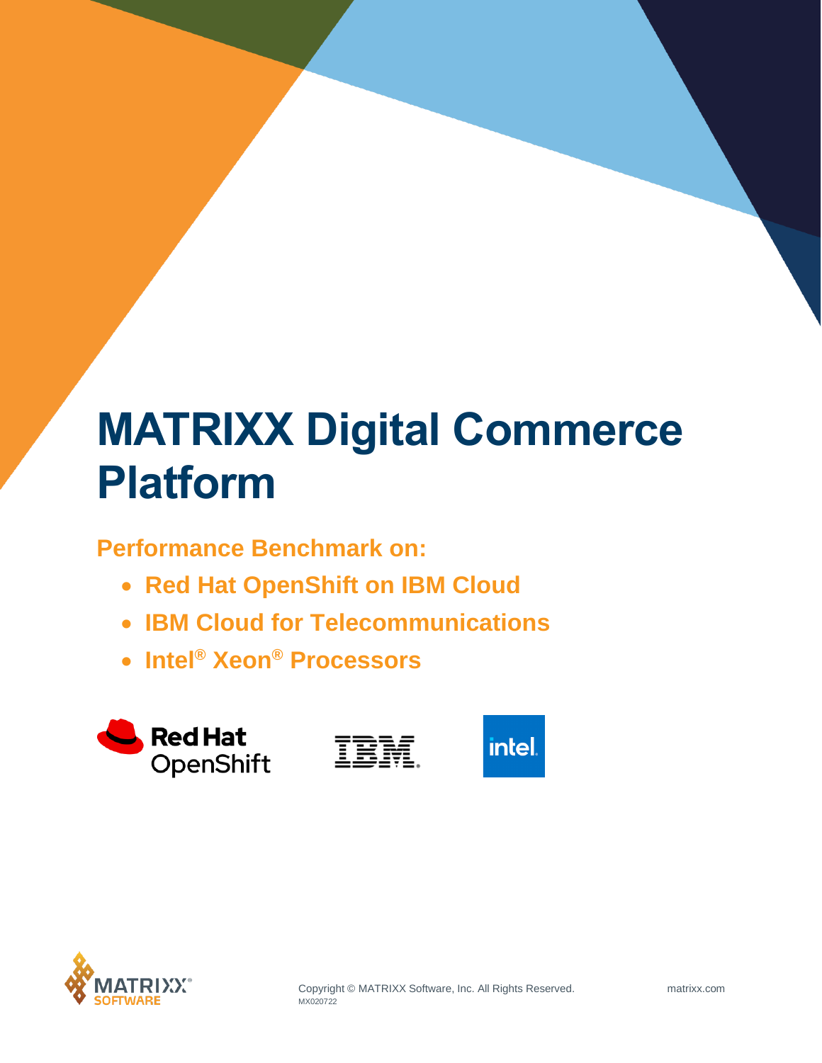# MATRIXX Digital Commerce Platform

## Performance Benchmark on:

- Red Hat OpenShift on IBM Cloud
- IBM Cloud for Telecommunications
- Intel® Xeon® Processors

Copyright © MATRIXX Software, Inc. All Rights Reserved.
MX020722

matrixx.com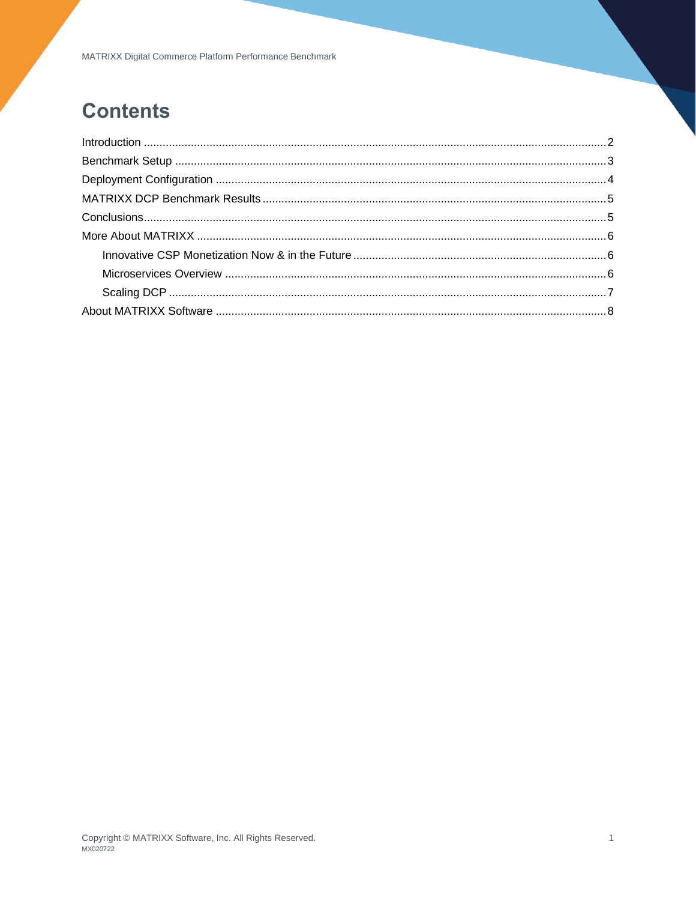# Contents

- Introduction ..... 2
- Benchmark Setup ..... 3
- Deployment Configuration ..... 4
- MATRIXX DCP Benchmark Results ..... 5
- Conclusions ..... 5
- More About MATRIXX ..... 6
  - Innovative CSP Monetization Now & in the Future ..... 6
  - Microservices Overview ..... 6
  - Scaling DCP ..... 7
- About MATRIXX Software ..... 8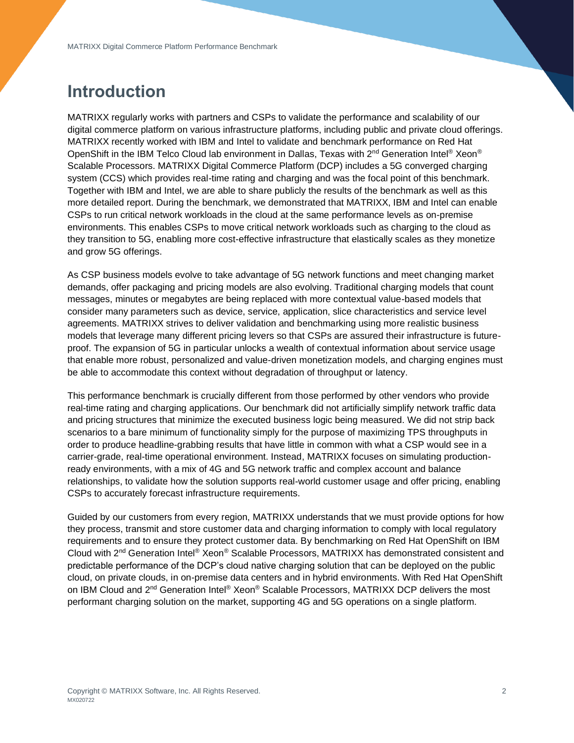# Introduction

MATRIXX regularly works with partners and CSPs to validate the performance and scalability of our digital commerce platform on various infrastructure platforms, including public and private cloud offerings. MATRIXX recently worked with IBM and Intel to validate and benchmark performance on Red Hat OpenShift in the IBM Telco Cloud lab environment in Dallas, Texas with 2nd Generation Intel® Xeon® Scalable Processors. MATRIXX Digital Commerce Platform (DCP) includes a 5G converged charging system (CCS) which provides real-time rating and charging and was the focal point of this benchmark. Together with IBM and Intel, we are able to share publicly the results of the benchmark as well as this more detailed report. During the benchmark, we demonstrated that MATRIXX, IBM and Intel can enable CSPs to run critical network workloads in the cloud at the same performance levels as on-premise environments. This enables CSPs to move critical network workloads such as charging to the cloud as they transition to 5G, enabling more cost-effective infrastructure that elastically scales as they monetize and grow 5G offerings.

As CSP business models evolve to take advantage of 5G network functions and meet changing market demands, offer packaging and pricing models are also evolving. Traditional charging models that count messages, minutes or megabytes are being replaced with more contextual value-based models that consider many parameters such as device, service, application, slice characteristics and service level agreements. MATRIXX strives to deliver validation and benchmarking using more realistic business models that leverage many different pricing levers so that CSPs are assured their infrastructure is future-proof. The expansion of 5G in particular unlocks a wealth of contextual information about service usage that enable more robust, personalized and value-driven monetization models, and charging engines must be able to accommodate this context without degradation of throughput or latency.

This performance benchmark is crucially different from those performed by other vendors who provide real-time rating and charging applications. Our benchmark did not artificially simplify network traffic data and pricing structures that minimize the executed business logic being measured. We did not strip back scenarios to a bare minimum of functionality simply for the purpose of maximizing TPS throughputs in order to produce headline-grabbing results that have little in common with what a CSP would see in a carrier-grade, real-time operational environment. Instead, MATRIXX focuses on simulating production-ready environments, with a mix of 4G and 5G network traffic and complex account and balance relationships, to validate how the solution supports real-world customer usage and offer pricing, enabling CSPs to accurately forecast infrastructure requirements.

Guided by our customers from every region, MATRIXX understands that we must provide options for how they process, transmit and store customer data and charging information to comply with local regulatory requirements and to ensure they protect customer data. By benchmarking on Red Hat OpenShift on IBM Cloud with 2nd Generation Intel® Xeon® Scalable Processors, MATRIXX has demonstrated consistent and predictable performance of the DCP's cloud native charging solution that can be deployed on the public cloud, on private clouds, in on-premise data centers and in hybrid environments. With Red Hat OpenShift on IBM Cloud and 2nd Generation Intel® Xeon® Scalable Processors, MATRIXX DCP delivers the most performant charging solution on the market, supporting 4G and 5G operations on a single platform.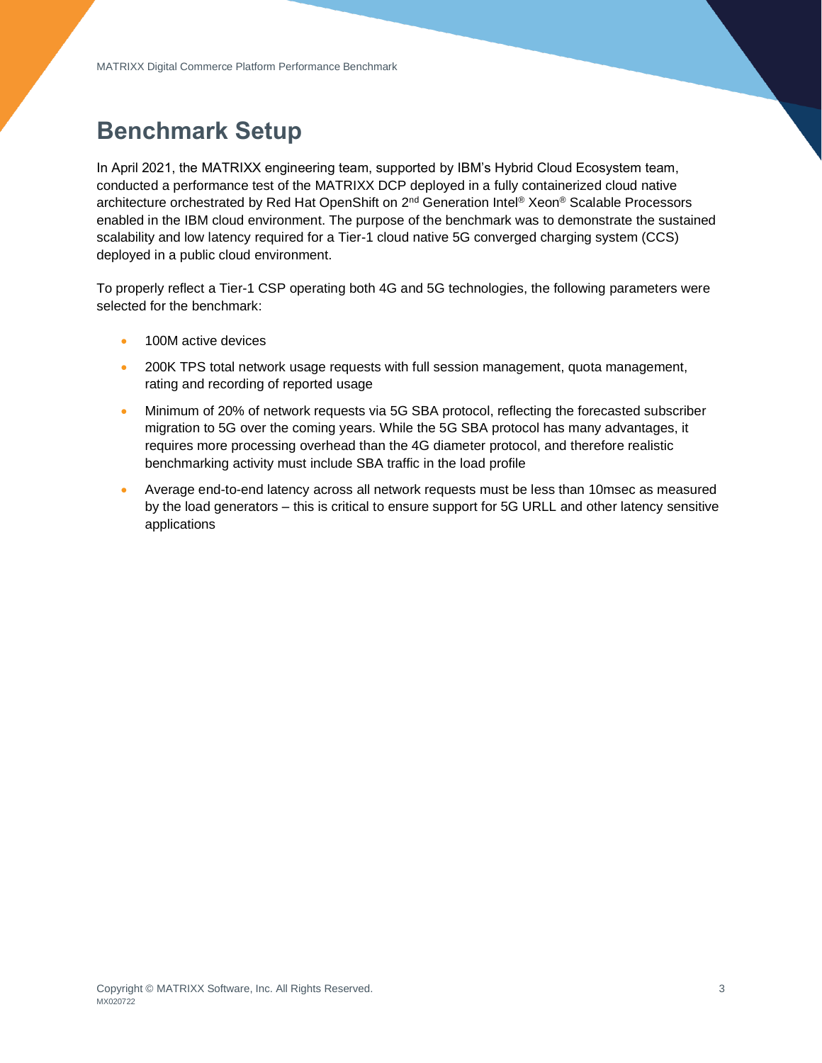# Benchmark Setup

In April 2021, the MATRIXX engineering team, supported by IBM's Hybrid Cloud Ecosystem team, conducted a performance test of the MATRIXX DCP deployed in a fully containerized cloud native architecture orchestrated by Red Hat OpenShift on 2nd Generation Intel® Xeon® Scalable Processors enabled in the IBM cloud environment. The purpose of the benchmark was to demonstrate the sustained scalability and low latency required for a Tier-1 cloud native 5G converged charging system (CCS) deployed in a public cloud environment.

To properly reflect a Tier-1 CSP operating both 4G and 5G technologies, the following parameters were selected for the benchmark:

- 100M active devices
- 200K TPS total network usage requests with full session management, quota management, rating and recording of reported usage
- Minimum of 20% of network requests via 5G SBA protocol, reflecting the forecasted subscriber migration to 5G over the coming years. While the 5G SBA protocol has many advantages, it requires more processing overhead than the 4G diameter protocol, and therefore realistic benchmarking activity must include SBA traffic in the load profile
- Average end-to-end latency across all network requests must be less than 10msec as measured by the load generators – this is critical to ensure support for 5G URLL and other latency sensitive applications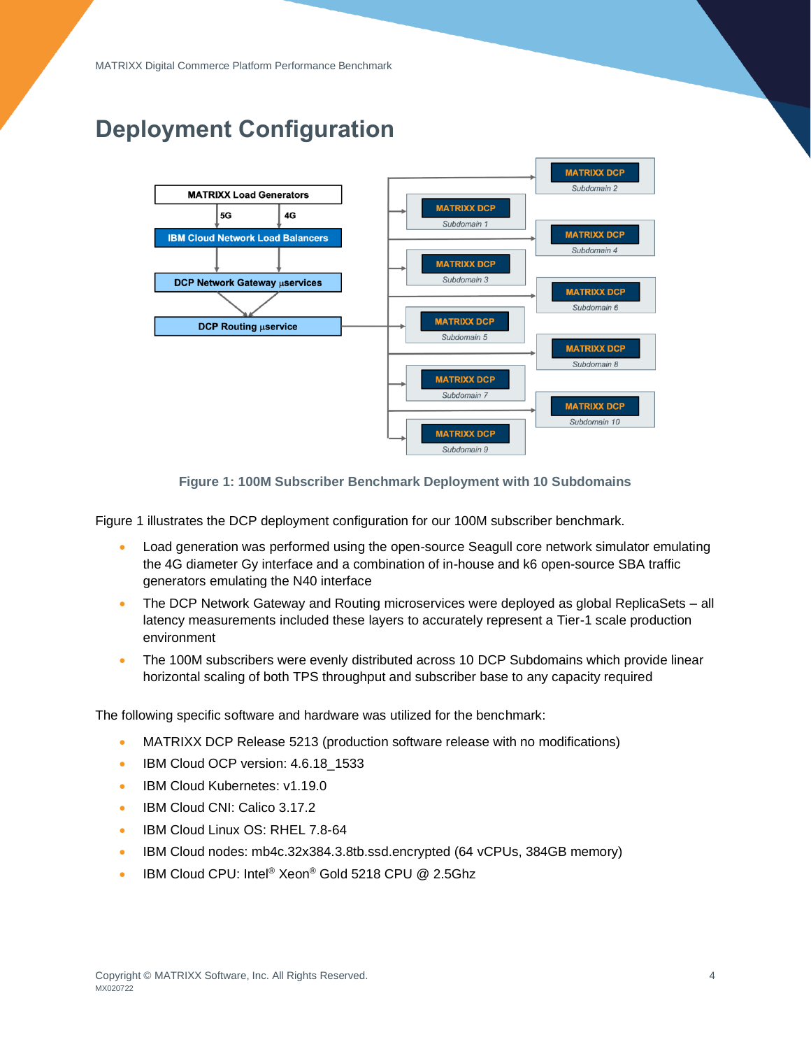# Deployment Configuration

Figure 1: 100M Subscriber Benchmark Deployment with 10 Subdomains

Figure 1 illustrates the DCP deployment configuration for our 100M subscriber benchmark.

- Load generation was performed using the open-source Seagull core network simulator emulating the 4G diameter Gy interface and a combination of in-house and k6 open-source SBA traffic generators emulating the N40 interface
- The DCP Network Gateway and Routing microservices were deployed as global ReplicaSets – all latency measurements included these layers to accurately represent a Tier-1 scale production environment
- The 100M subscribers were evenly distributed across 10 DCP Subdomains which provide linear horizontal scaling of both TPS throughput and subscriber base to any capacity required

The following specific software and hardware was utilized for the benchmark:

- MATRIXX DCP Release 5213 (production software release with no modifications)
- IBM Cloud OCP version: 4.6.18_1533
- IBM Cloud Kubernetes: v1.19.0
- IBM Cloud CNI: Calico 3.17.2
- IBM Cloud Linux OS: RHEL 7.8-64
- IBM Cloud nodes: mb4c.32x384.3.8tb.ssd.encrypted (64 vCPUs, 384GB memory)
- IBM Cloud CPU: Intel® Xeon® Gold 5218 CPU @ 2.5Ghz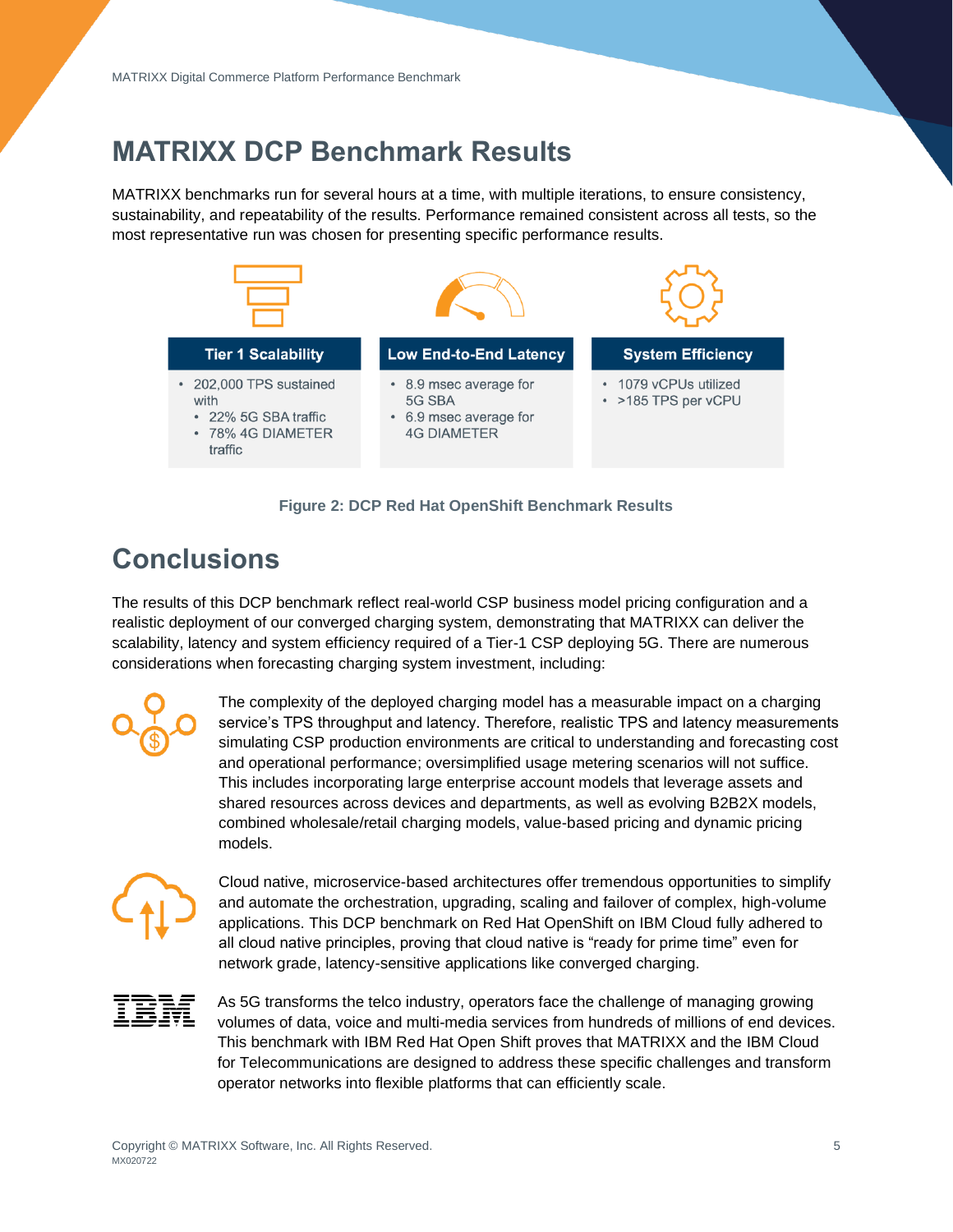# MATRIXX DCP Benchmark Results

MATRIXX benchmarks run for several hours at a time, with multiple iterations, to ensure consistency, sustainability, and repeatability of the results. Performance remained consistent across all tests, so the most representative run was chosen for presenting specific performance results.

**Tier 1 Scalability**

- 202,000 TPS sustained with
  - 22% 5G SBA traffic
  - 78% 4G DIAMETER traffic

**Low End-to-End Latency**

- 8.9 msec average for 5G SBA
- 6.9 msec average for 4G DIAMETER

**System Efficiency**

- 1079 vCPUs utilized
- >185 TPS per vCPU

**Figure 2: DCP Red Hat OpenShift Benchmark Results**

# Conclusions

The results of this DCP benchmark reflect real-world CSP business model pricing configuration and a realistic deployment of our converged charging system, demonstrating that MATRIXX can deliver the scalability, latency and system efficiency required of a Tier-1 CSP deploying 5G. There are numerous considerations when forecasting charging system investment, including:

The complexity of the deployed charging model has a measurable impact on a charging service's TPS throughput and latency. Therefore, realistic TPS and latency measurements simulating CSP production environments are critical to understanding and forecasting cost and operational performance; oversimplified usage metering scenarios will not suffice. This includes incorporating large enterprise account models that leverage assets and shared resources across devices and departments, as well as evolving B2B2X models, combined wholesale/retail charging models, value-based pricing and dynamic pricing models.

Cloud native, microservice-based architectures offer tremendous opportunities to simplify and automate the orchestration, upgrading, scaling and failover of complex, high-volume applications. This DCP benchmark on Red Hat OpenShift on IBM Cloud fully adhered to all cloud native principles, proving that cloud native is "ready for prime time" even for network grade, latency-sensitive applications like converged charging.

As 5G transforms the telco industry, operators face the challenge of managing growing volumes of data, voice and multi-media services from hundreds of millions of end devices. This benchmark with IBM Red Hat Open Shift proves that MATRIXX and the IBM Cloud for Telecommunications are designed to address these specific challenges and transform operator networks into flexible platforms that can efficiently scale.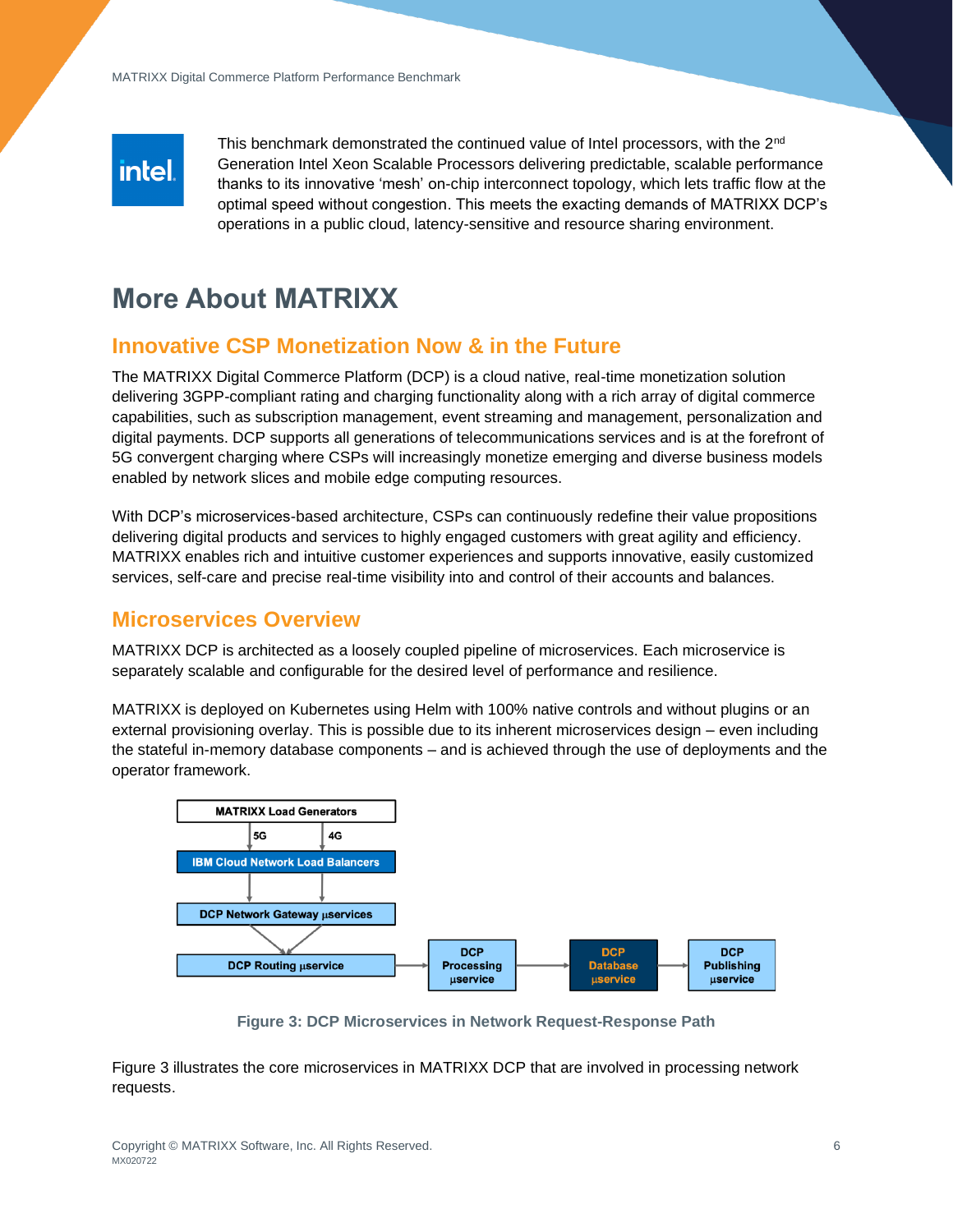This benchmark demonstrated the continued value of Intel processors, with the 2nd Generation Intel Xeon Scalable Processors delivering predictable, scalable performance thanks to its innovative 'mesh' on-chip interconnect topology, which lets traffic flow at the optimal speed without congestion. This meets the exacting demands of MATRIXX DCP's operations in a public cloud, latency-sensitive and resource sharing environment.

# More About MATRIXX

## Innovative CSP Monetization Now & in the Future

The MATRIXX Digital Commerce Platform (DCP) is a cloud native, real-time monetization solution delivering 3GPP-compliant rating and charging functionality along with a rich array of digital commerce capabilities, such as subscription management, event streaming and management, personalization and digital payments. DCP supports all generations of telecommunications services and is at the forefront of 5G convergent charging where CSPs will increasingly monetize emerging and diverse business models enabled by network slices and mobile edge computing resources.

With DCP's microservices-based architecture, CSPs can continuously redefine their value propositions delivering digital products and services to highly engaged customers with great agility and efficiency. MATRIXX enables rich and intuitive customer experiences and supports innovative, easily customized services, self-care and precise real-time visibility into and control of their accounts and balances.

## Microservices Overview

MATRIXX DCP is architected as a loosely coupled pipeline of microservices. Each microservice is separately scalable and configurable for the desired level of performance and resilience.

MATRIXX is deployed on Kubernetes using Helm with 100% native controls and without plugins or an external provisioning overlay. This is possible due to its inherent microservices design – even including the stateful in-memory database components – and is achieved through the use of deployments and the operator framework.

MATRIXX Load Generators → (5G, 4G) → IBM Cloud Network Load Balancers → DCP Network Gateway µservices → DCP Routing µservice → DCP Processing µservice → DCP Database µservice → DCP Publishing µservice

**Figure 3: DCP Microservices in Network Request-Response Path**

Figure 3 illustrates the core microservices in MATRIXX DCP that are involved in processing network requests.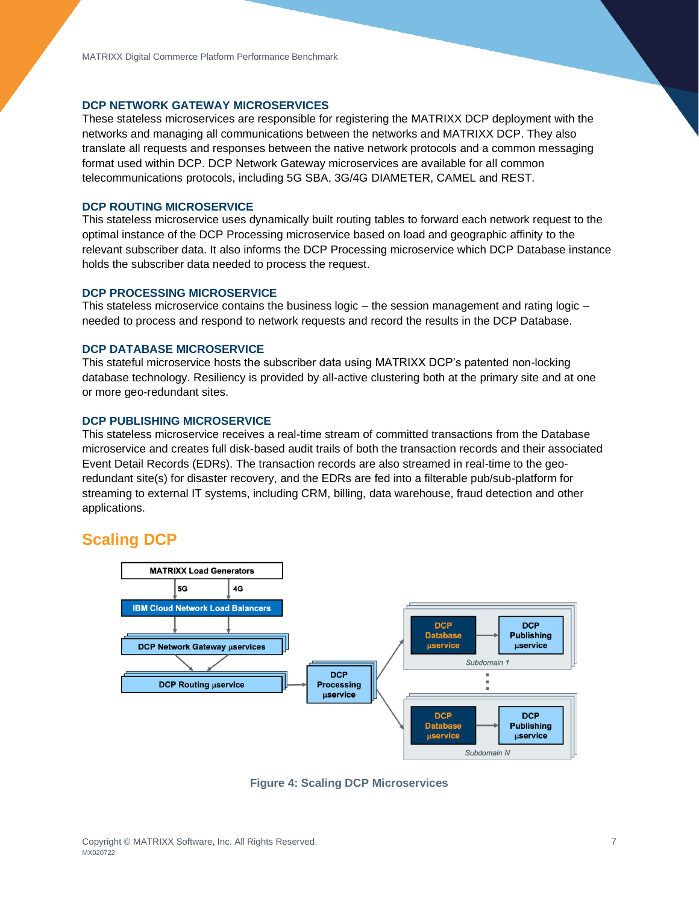#### DCP NETWORK GATEWAY MICROSERVICES

These stateless microservices are responsible for registering the MATRIXX DCP deployment with the networks and managing all communications between the networks and MATRIXX DCP. They also translate all requests and responses between the native network protocols and a common messaging format used within DCP. DCP Network Gateway microservices are available for all common telecommunications protocols, including 5G SBA, 3G/4G DIAMETER, CAMEL and REST.

#### DCP ROUTING MICROSERVICE

This stateless microservice uses dynamically built routing tables to forward each network request to the optimal instance of the DCP Processing microservice based on load and geographic affinity to the relevant subscriber data. It also informs the DCP Processing microservice which DCP Database instance holds the subscriber data needed to process the request.

#### DCP PROCESSING MICROSERVICE

This stateless microservice contains the business logic – the session management and rating logic – needed to process and respond to network requests and record the results in the DCP Database.

#### DCP DATABASE MICROSERVICE

This stateful microservice hosts the subscriber data using MATRIXX DCP's patented non-locking database technology. Resiliency is provided by all-active clustering both at the primary site and at one or more geo-redundant sites.

#### DCP PUBLISHING MICROSERVICE

This stateless microservice receives a real-time stream of committed transactions from the Database microservice and creates full disk-based audit trails of both the transaction records and their associated Event Detail Records (EDRs). The transaction records are also streamed in real-time to the geo-redundant site(s) for disaster recovery, and the EDRs are fed into a filterable pub/sub-platform for streaming to external IT systems, including CRM, billing, data warehouse, fraud detection and other applications.

## Scaling DCP

**Figure 4: Scaling DCP Microservices**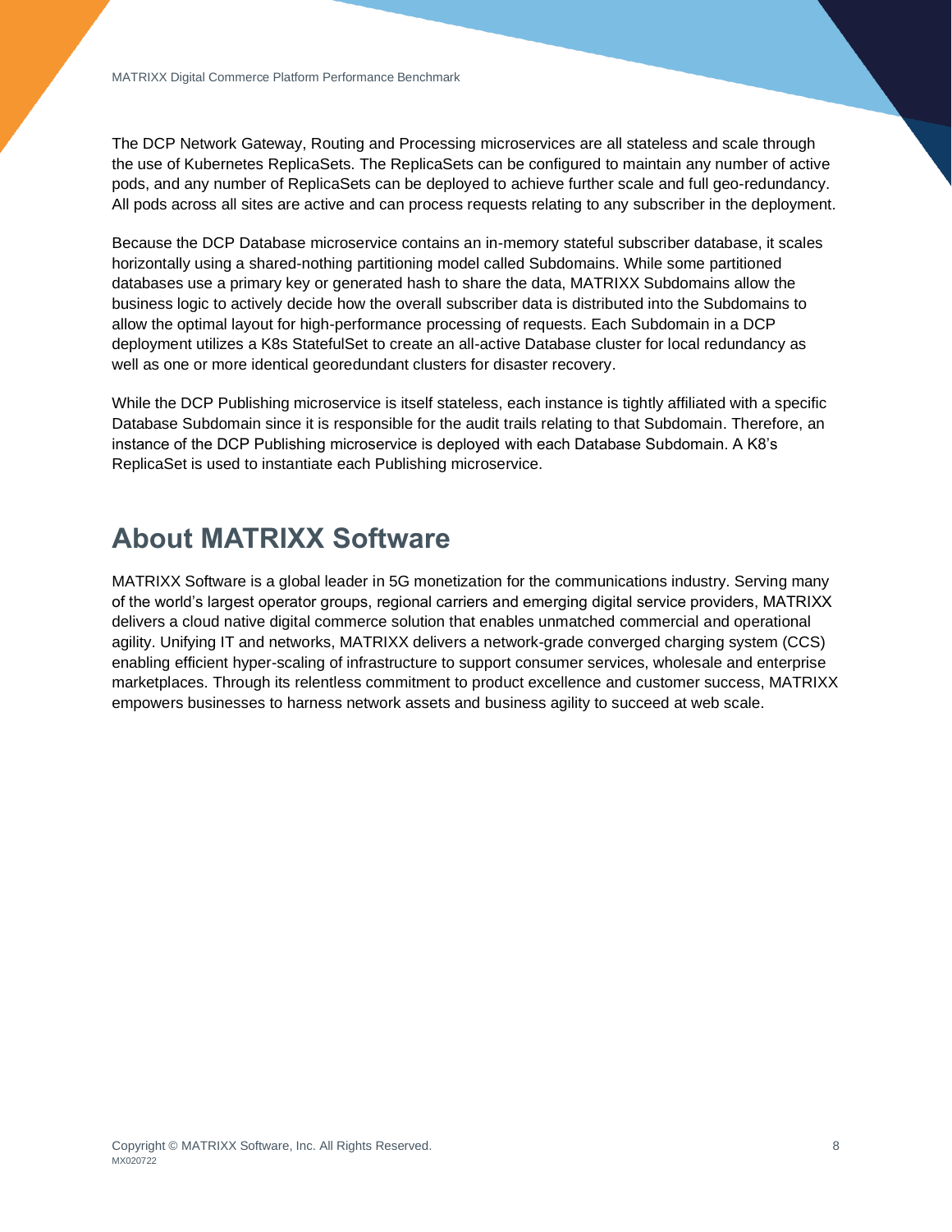The DCP Network Gateway, Routing and Processing microservices are all stateless and scale through the use of Kubernetes ReplicaSets. The ReplicaSets can be configured to maintain any number of active pods, and any number of ReplicaSets can be deployed to achieve further scale and full geo-redundancy. All pods across all sites are active and can process requests relating to any subscriber in the deployment.

Because the DCP Database microservice contains an in-memory stateful subscriber database, it scales horizontally using a shared-nothing partitioning model called Subdomains. While some partitioned databases use a primary key or generated hash to share the data, MATRIXX Subdomains allow the business logic to actively decide how the overall subscriber data is distributed into the Subdomains to allow the optimal layout for high-performance processing of requests. Each Subdomain in a DCP deployment utilizes a K8s StatefulSet to create an all-active Database cluster for local redundancy as well as one or more identical georedundant clusters for disaster recovery.

While the DCP Publishing microservice is itself stateless, each instance is tightly affiliated with a specific Database Subdomain since it is responsible for the audit trails relating to that Subdomain. Therefore, an instance of the DCP Publishing microservice is deployed with each Database Subdomain. A K8's ReplicaSet is used to instantiate each Publishing microservice.

## About MATRIXX Software

MATRIXX Software is a global leader in 5G monetization for the communications industry. Serving many of the world's largest operator groups, regional carriers and emerging digital service providers, MATRIXX delivers a cloud native digital commerce solution that enables unmatched commercial and operational agility. Unifying IT and networks, MATRIXX delivers a network-grade converged charging system (CCS) enabling efficient hyper-scaling of infrastructure to support consumer services, wholesale and enterprise marketplaces. Through its relentless commitment to product excellence and customer success, MATRIXX empowers businesses to harness network assets and business agility to succeed at web scale.